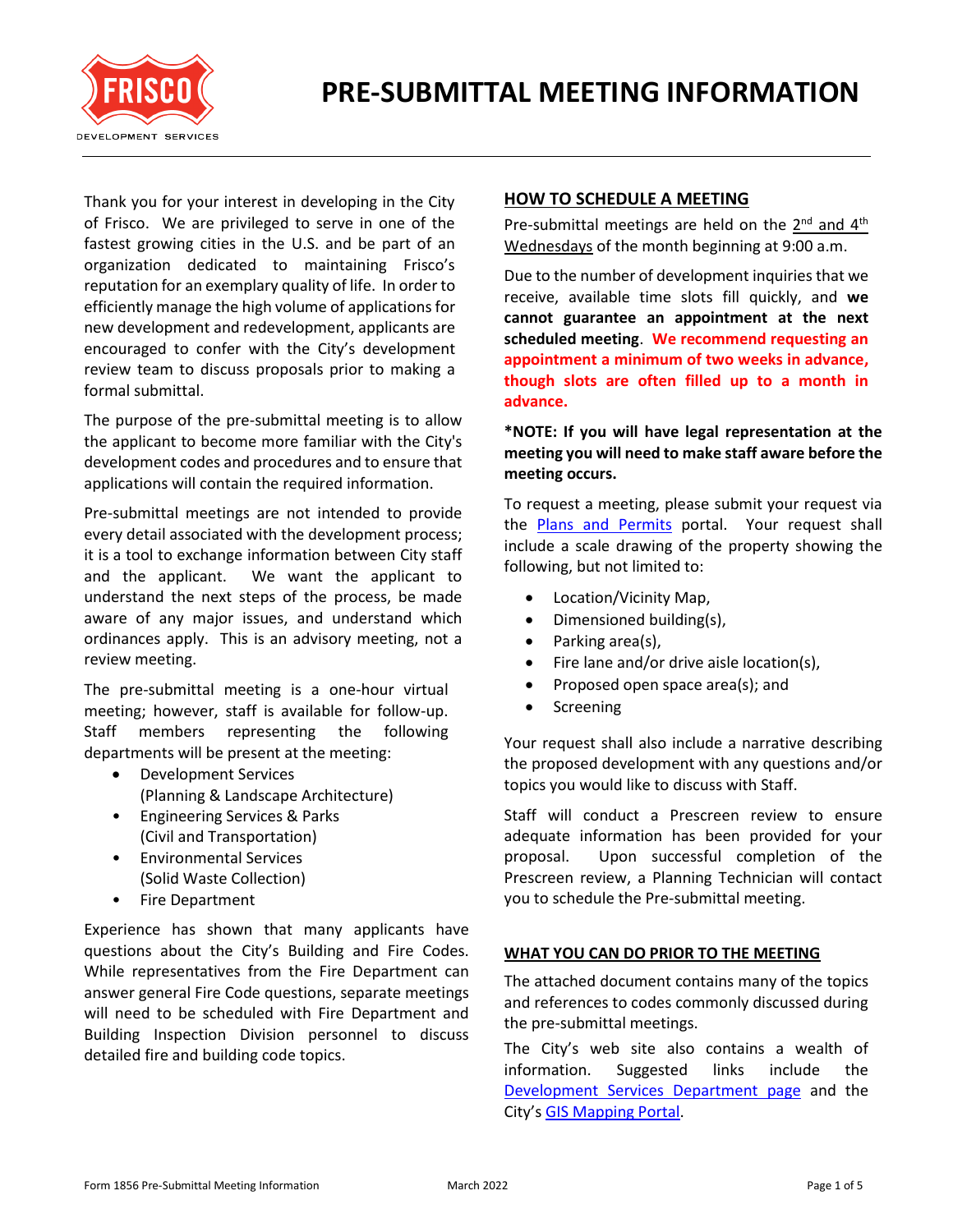# PRE-SUBMITTAL MEETING INFORMATION

Thank you for your interest in developing in the City of Frisco. We are privileged to serve in one of the fastest growing cities in the U.S. and be part of an organization dedicated to maintaining Frisco's reputation for an exemplary quality of life. In order to efficiently manage the high volume of applications for new development and redevelopment, applicants are encouraged to confer with the City's development review team to discuss proposals prior to making a formal submittal.

The purpose of the pre-submittal meeting is to allow the applicant to become more familiar with the City's development codes and procedures and to ensure that applications will contain the required information.

Pre-submittal meetings are not intended to provide every detail associated with the development process; it is a tool to exchange information between City staff and the applicant. We want the applicant to understand the next steps of the process, be made aware of any major issues, and understand which ordinances apply. This is an advisory meeting, not a review meeting.

The pre-submittal meeting is a one-hour virtual meeting; however, staff is available for follow-up. Staff members representing the following departments will be present at the meeting:

- Development Services (Planning & Landscape Architecture)
- Engineering Services & Parks (Civil and Transportation)
- Environmental Services (Solid Waste Collection)
- Fire Department

Experience has shown that many applicants have questions about the City's Building and Fire Codes. While representatives from the Fire Department can answer general Fire Code questions, separate meetings will need to be scheduled with Fire Department and Building Inspection Division personnel to discuss detailed fire and building code topics.

## HOW TO SCHEDULE A MEETING

Pre-submittal meetings are held on the 2nd and 4th Wednesdays of the month beginning at 9:00 a.m.

Due to the number of development inquiries that we receive, available time slots fill quickly, and **we cannot guarantee an appointment at the next scheduled meeting**. **We recommend requesting an appointment a minimum of two weeks in advance, though slots are often filled up to a month in advance.**

**\*NOTE: If you will have legal representation at the meeting you will need to make staff aware before the meeting occurs.**

To request a meeting, please submit your request via the Plans and Permits portal. Your request shall include a scale drawing of the property showing the following, but not limited to:

- Location/Vicinity Map,
- Dimensioned building(s),
- Parking area(s),
- Fire lane and/or drive aisle location(s),
- Proposed open space area(s); and
- Screening

Your request shall also include a narrative describing the proposed development with any questions and/or topics you would like to discuss with Staff.

Staff will conduct a Prescreen review to ensure adequate information has been provided for your proposal. Upon successful completion of the Prescreen review, a Planning Technician will contact you to schedule the Pre-submittal meeting.

## WHAT YOU CAN DO PRIOR TO THE MEETING

The attached document contains many of the topics and references to codes commonly discussed during the pre-submittal meetings.

The City's web site also contains a wealth of information. Suggested links include the Development Services Department page and the City's GIS Mapping Portal.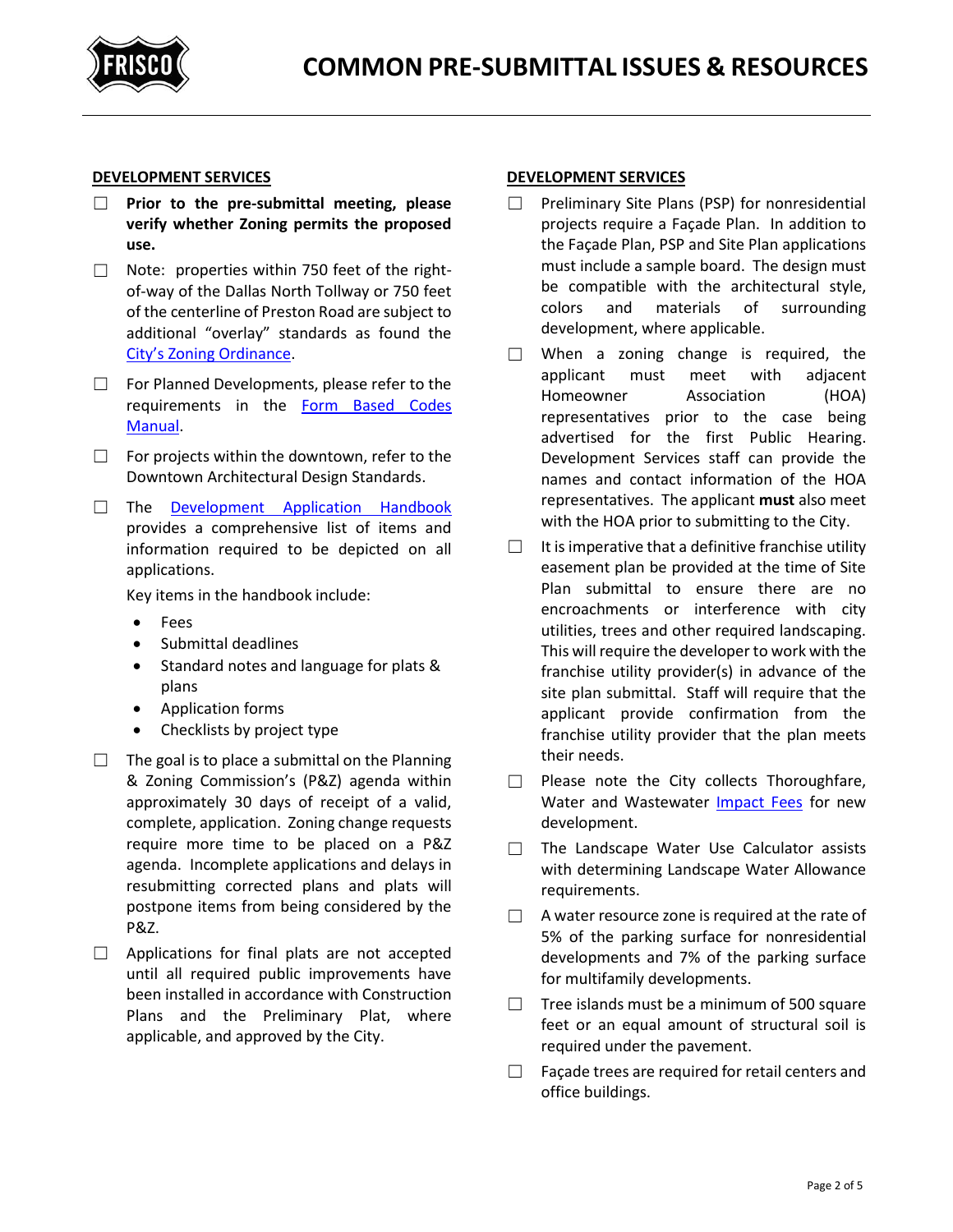# COMMON PRE-SUBMITTAL ISSUES & RESOURCES

## DEVELOPMENT SERVICES

- ☐ **Prior to the pre-submittal meeting, please verify whether Zoning permits the proposed use.**
- ☐ Note: properties within 750 feet of the right-of-way of the Dallas North Tollway or 750 feet of the centerline of Preston Road are subject to additional "overlay" standards as found the City's Zoning Ordinance.
- ☐ For Planned Developments, please refer to the requirements in the Form Based Codes Manual.
- ☐ For projects within the downtown, refer to the Downtown Architectural Design Standards.
- ☐ The Development Application Handbook provides a comprehensive list of items and information required to be depicted on all applications.

  Key items in the handbook include:

  - Fees
  - Submittal deadlines
  - Standard notes and language for plats & plans
  - Application forms
  - Checklists by project type

- ☐ The goal is to place a submittal on the Planning & Zoning Commission's (P&Z) agenda within approximately 30 days of receipt of a valid, complete, application. Zoning change requests require more time to be placed on a P&Z agenda. Incomplete applications and delays in resubmitting corrected plans and plats will postpone items from being considered by the P&Z.
- ☐ Applications for final plats are not accepted until all required public improvements have been installed in accordance with Construction Plans and the Preliminary Plat, where applicable, and approved by the City.

## DEVELOPMENT SERVICES

- ☐ Preliminary Site Plans (PSP) for nonresidential projects require a Façade Plan. In addition to the Façade Plan, PSP and Site Plan applications must include a sample board. The design must be compatible with the architectural style, colors and materials of surrounding development, where applicable.
- ☐ When a zoning change is required, the applicant must meet with adjacent Homeowner Association (HOA) representatives prior to the case being advertised for the first Public Hearing. Development Services staff can provide the names and contact information of the HOA representatives. The applicant **must** also meet with the HOA prior to submitting to the City.
- ☐ It is imperative that a definitive franchise utility easement plan be provided at the time of Site Plan submittal to ensure there are no encroachments or interference with city utilities, trees and other required landscaping. This will require the developer to work with the franchise utility provider(s) in advance of the site plan submittal. Staff will require that the applicant provide confirmation from the franchise utility provider that the plan meets their needs.
- ☐ Please note the City collects Thoroughfare, Water and Wastewater Impact Fees for new development.
- ☐ The Landscape Water Use Calculator assists with determining Landscape Water Allowance requirements.
- ☐ A water resource zone is required at the rate of 5% of the parking surface for nonresidential developments and 7% of the parking surface for multifamily developments.
- ☐ Tree islands must be a minimum of 500 square feet or an equal amount of structural soil is required under the pavement.
- ☐ Façade trees are required for retail centers and office buildings.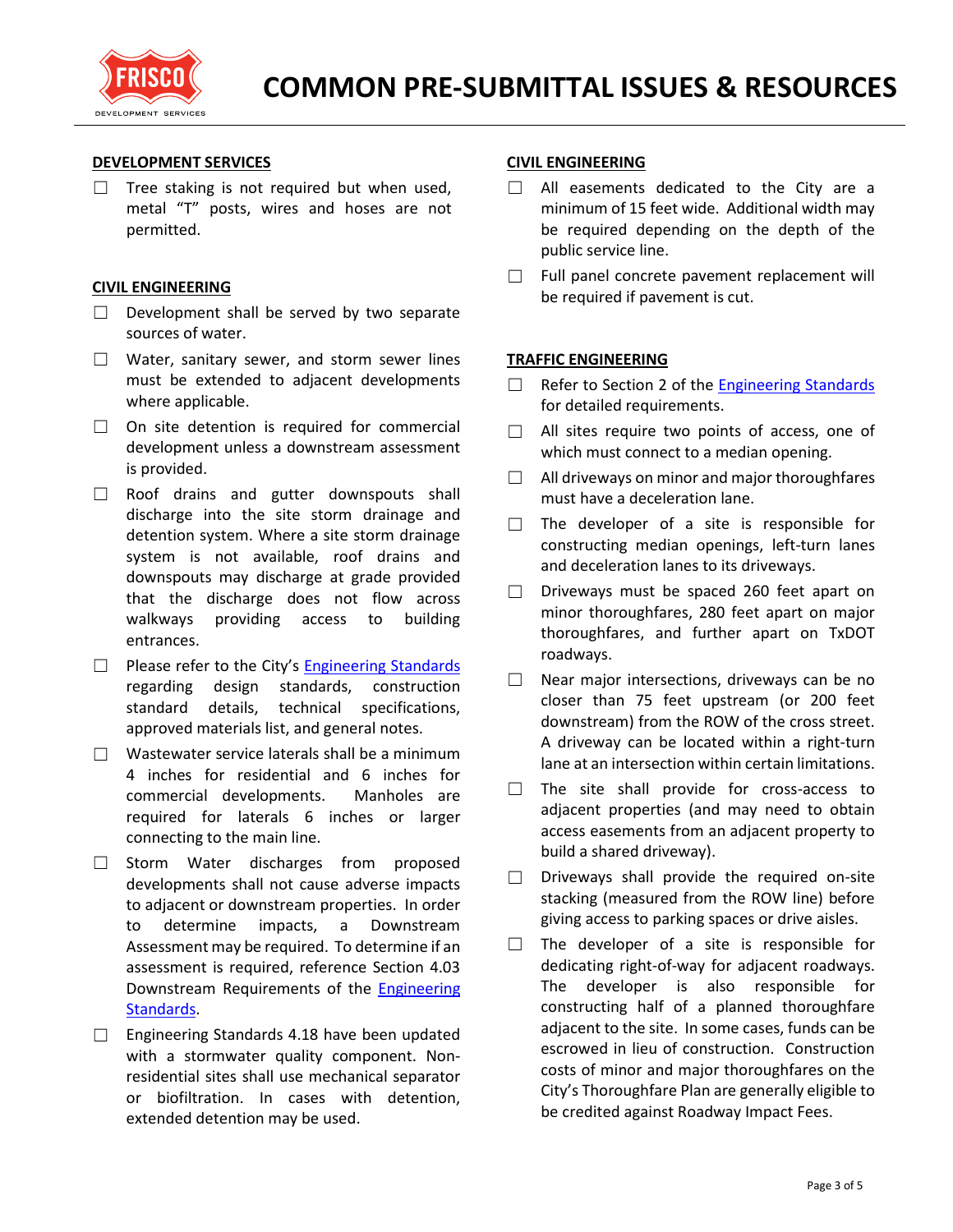# COMMON PRE-SUBMITTAL ISSUES & RESOURCES

## DEVELOPMENT SERVICES

- ☐ Tree staking is not required but when used, metal "T" posts, wires and hoses are not permitted.

## CIVIL ENGINEERING

- ☐ Development shall be served by two separate sources of water.
- ☐ Water, sanitary sewer, and storm sewer lines must be extended to adjacent developments where applicable.
- ☐ On site detention is required for commercial development unless a downstream assessment is provided.
- ☐ Roof drains and gutter downspouts shall discharge into the site storm drainage and detention system. Where a site storm drainage system is not available, roof drains and downspouts may discharge at grade provided that the discharge does not flow across walkways providing access to building entrances.
- ☐ Please refer to the City's Engineering Standards regarding design standards, construction standard details, technical specifications, approved materials list, and general notes.
- ☐ Wastewater service laterals shall be a minimum 4 inches for residential and 6 inches for commercial developments. Manholes are required for laterals 6 inches or larger connecting to the main line.
- ☐ Storm Water discharges from proposed developments shall not cause adverse impacts to adjacent or downstream properties. In order to determine impacts, a Downstream Assessment may be required. To determine if an assessment is required, reference Section 4.03 Downstream Requirements of the Engineering Standards.
- ☐ Engineering Standards 4.18 have been updated with a stormwater quality component. Non-residential sites shall use mechanical separator or biofiltration. In cases with detention, extended detention may be used.

## CIVIL ENGINEERING

- ☐ All easements dedicated to the City are a minimum of 15 feet wide. Additional width may be required depending on the depth of the public service line.
- ☐ Full panel concrete pavement replacement will be required if pavement is cut.

## TRAFFIC ENGINEERING

- ☐ Refer to Section 2 of the Engineering Standards for detailed requirements.
- ☐ All sites require two points of access, one of which must connect to a median opening.
- ☐ All driveways on minor and major thoroughfares must have a deceleration lane.
- ☐ The developer of a site is responsible for constructing median openings, left-turn lanes and deceleration lanes to its driveways.
- ☐ Driveways must be spaced 260 feet apart on minor thoroughfares, 280 feet apart on major thoroughfares, and further apart on TxDOT roadways.
- ☐ Near major intersections, driveways can be no closer than 75 feet upstream (or 200 feet downstream) from the ROW of the cross street. A driveway can be located within a right-turn lane at an intersection within certain limitations.
- ☐ The site shall provide for cross-access to adjacent properties (and may need to obtain access easements from an adjacent property to build a shared driveway).
- ☐ Driveways shall provide the required on-site stacking (measured from the ROW line) before giving access to parking spaces or drive aisles.
- ☐ The developer of a site is responsible for dedicating right-of-way for adjacent roadways. The developer is also responsible for constructing half of a planned thoroughfare adjacent to the site. In some cases, funds can be escrowed in lieu of construction. Construction costs of minor and major thoroughfares on the City's Thoroughfare Plan are generally eligible to be credited against Roadway Impact Fees.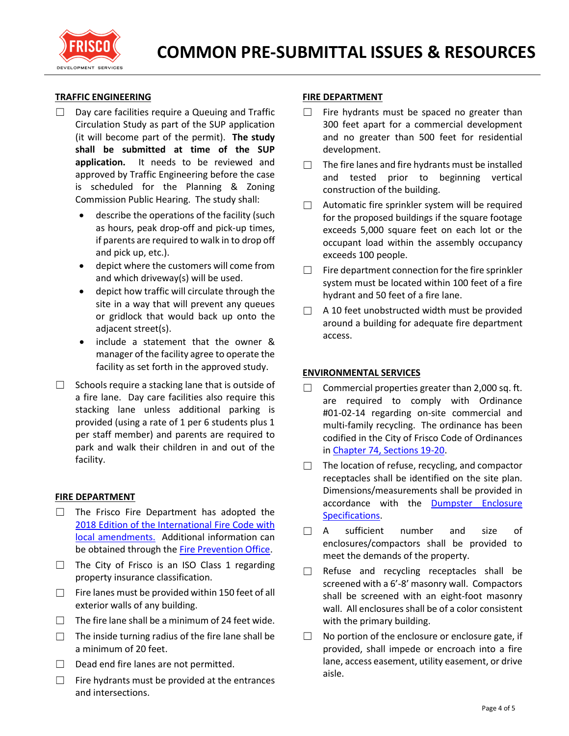# COMMON PRE-SUBMITTAL ISSUES & RESOURCES

## TRAFFIC ENGINEERING

- ☐ Day care facilities require a Queuing and Traffic Circulation Study as part of the SUP application (it will become part of the permit). **The study shall be submitted at time of the SUP application.** It needs to be reviewed and approved by Traffic Engineering before the case is scheduled for the Planning & Zoning Commission Public Hearing. The study shall:
  - describe the operations of the facility (such as hours, peak drop-off and pick-up times, if parents are required to walk in to drop off and pick up, etc.).
  - depict where the customers will come from and which driveway(s) will be used.
  - depict how traffic will circulate through the site in a way that will prevent any queues or gridlock that would back up onto the adjacent street(s).
  - include a statement that the owner & manager of the facility agree to operate the facility as set forth in the approved study.
- ☐ Schools require a stacking lane that is outside of a fire lane. Day care facilities also require this stacking lane unless additional parking is provided (using a rate of 1 per 6 students plus 1 per staff member) and parents are required to park and walk their children in and out of the facility.

## FIRE DEPARTMENT

- ☐ The Frisco Fire Department has adopted the [2018 Edition of the International Fire Code with local amendments.]() Additional information can be obtained through the [Fire Prevention Office]().
- ☐ The City of Frisco is an ISO Class 1 regarding property insurance classification.
- ☐ Fire lanes must be provided within 150 feet of all exterior walls of any building.
- ☐ The fire lane shall be a minimum of 24 feet wide.
- ☐ The inside turning radius of the fire lane shall be a minimum of 20 feet.
- ☐ Dead end fire lanes are not permitted.
- ☐ Fire hydrants must be provided at the entrances and intersections.
- ☐ Fire hydrants must be spaced no greater than 300 feet apart for a commercial development and no greater than 500 feet for residential development.
- ☐ The fire lanes and fire hydrants must be installed and tested prior to beginning vertical construction of the building.
- ☐ Automatic fire sprinkler system will be required for the proposed buildings if the square footage exceeds 5,000 square feet on each lot or the occupant load within the assembly occupancy exceeds 100 people.
- ☐ Fire department connection for the fire sprinkler system must be located within 100 feet of a fire hydrant and 50 feet of a fire lane.
- ☐ A 10 feet unobstructed width must be provided around a building for adequate fire department access.

## ENVIRONMENTAL SERVICES

- ☐ Commercial properties greater than 2,000 sq. ft. are required to comply with Ordinance #01-02-14 regarding on-site commercial and multi-family recycling. The ordinance has been codified in the City of Frisco Code of Ordinances in [Chapter 74, Sections 19-20]().
- ☐ The location of refuse, recycling, and compactor receptacles shall be identified on the site plan. Dimensions/measurements shall be provided in accordance with the [Dumpster Enclosure Specifications]().
- ☐ A sufficient number and size of enclosures/compactors shall be provided to meet the demands of the property.
- ☐ Refuse and recycling receptacles shall be screened with a 6'-8' masonry wall. Compactors shall be screened with an eight-foot masonry wall. All enclosures shall be of a color consistent with the primary building.
- ☐ No portion of the enclosure or enclosure gate, if provided, shall impede or encroach into a fire lane, access easement, utility easement, or drive aisle.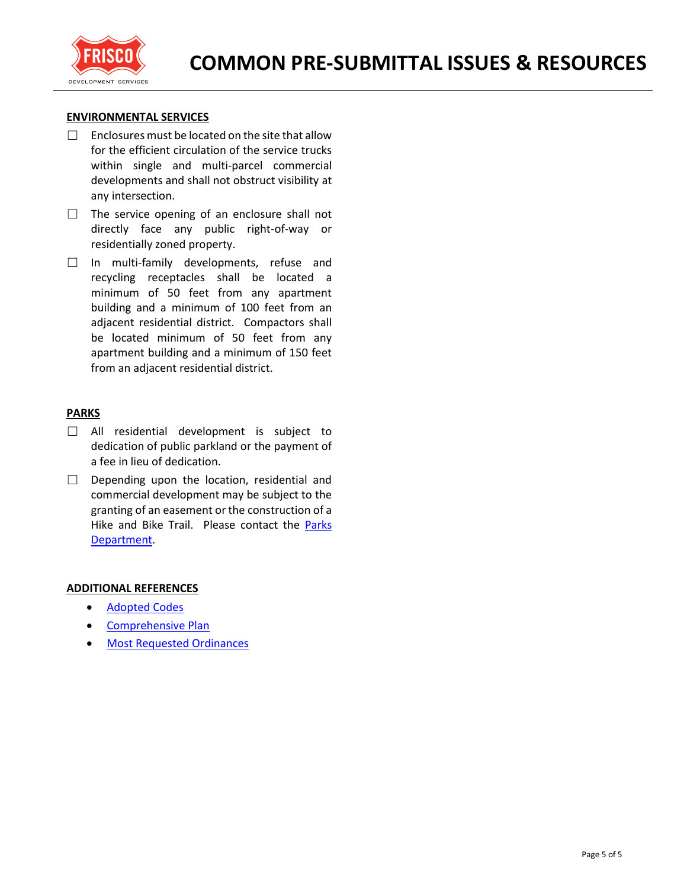# COMMON PRE-SUBMITTAL ISSUES & RESOURCES

## ENVIRONMENTAL SERVICES

- ☐ Enclosures must be located on the site that allow for the efficient circulation of the service trucks within single and multi-parcel commercial developments and shall not obstruct visibility at any intersection.
- ☐ The service opening of an enclosure shall not directly face any public right-of-way or residentially zoned property.
- ☐ In multi-family developments, refuse and recycling receptacles shall be located a minimum of 50 feet from any apartment building and a minimum of 100 feet from an adjacent residential district. Compactors shall be located minimum of 50 feet from any apartment building and a minimum of 150 feet from an adjacent residential district.

## PARKS

- ☐ All residential development is subject to dedication of public parkland or the payment of a fee in lieu of dedication.
- ☐ Depending upon the location, residential and commercial development may be subject to the granting of an easement or the construction of a Hike and Bike Trail. Please contact the Parks Department.

## ADDITIONAL REFERENCES

- Adopted Codes
- Comprehensive Plan
- Most Requested Ordinances